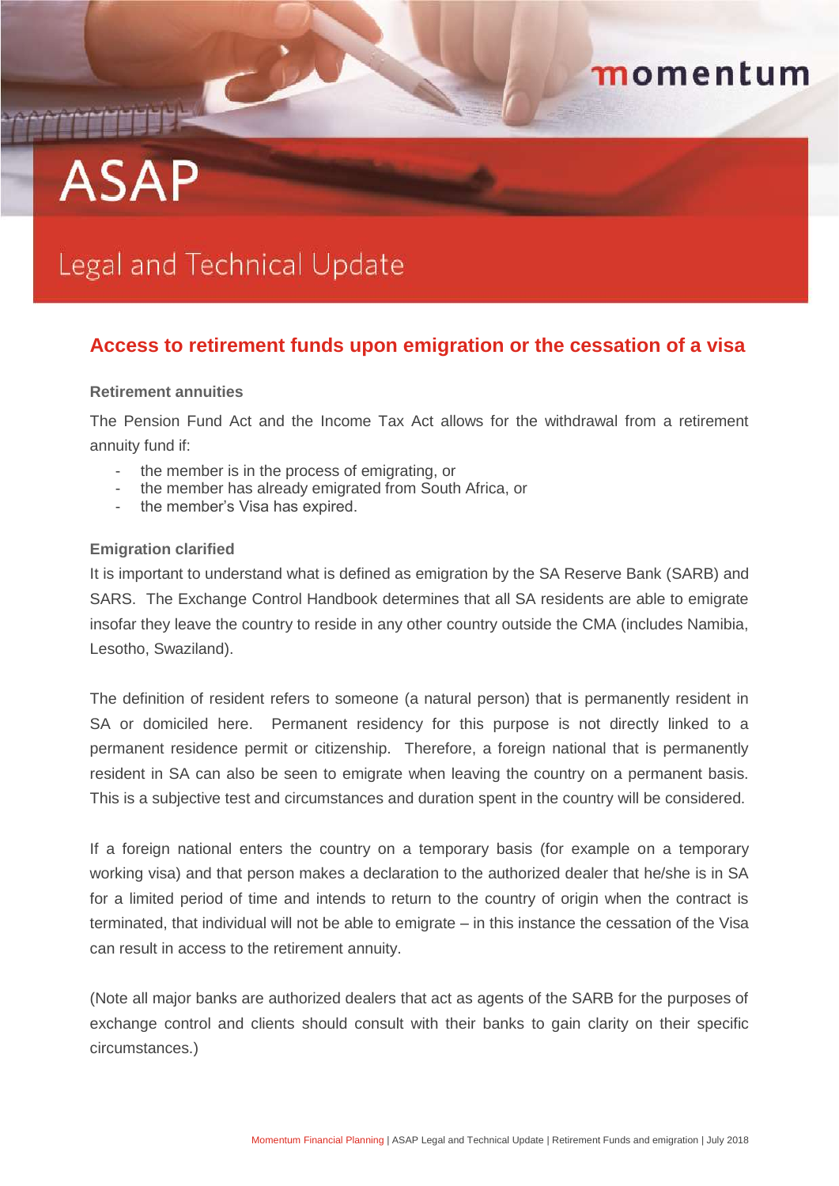momentum

# ASAP

## Legal and Technical Update

## Access to retirement funds upon emigration or the cessation of a visa

### Retirement annuities

The Pension Fund Act and the Income Tax Act allows for the withdrawal from a retirement annuity fund if:

- the member is in the process of emigrating, or
- the member has already emigrated from South Africa, or
- the member's Visa has expired.

### Emigration clarified

It is important to understand what is defined as emigration by the SA Reserve Bank (SARB) and SARS. The Exchange Control Handbook determines that all SA residents are able to emigrate insofar they leave the country to reside in any other country outside the CMA (includes Namibia, Lesotho, Swaziland).

The definition of resident refers to someone (a natural person) that is permanently resident in SA or domiciled here. Permanent residency for this purpose is not directly linked to a permanent residence permit or citizenship. Therefore, a foreign national that is permanently resident in SA can also be seen to emigrate when leaving the country on a permanent basis. This is a subjective test and circumstances and duration spent in the country will be considered.

If a foreign national enters the country on a temporary basis (for example on a temporary working visa) and that person makes a declaration to the authorized dealer that he/she is in SA for a limited period of time and intends to return to the country of origin when the contract is terminated, that individual will not be able to emigrate – in this instance the cessation of the Visa can result in access to the retirement annuity.

(Note all major banks are authorized dealers that act as agents of the SARB for the purposes of exchange control and clients should consult with their banks to gain clarity on their specific circumstances.)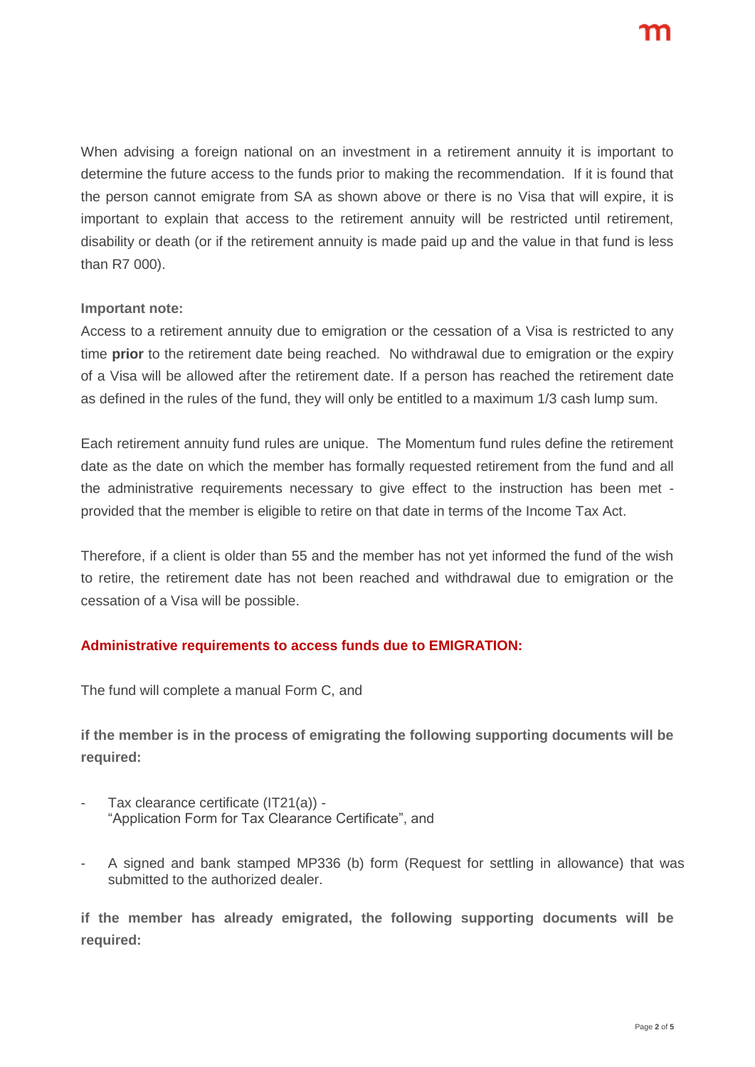When advising a foreign national on an investment in a retirement annuity it is important to determine the future access to the funds prior to making the recommendation. If it is found that the person cannot emigrate from SA as shown above or there is no Visa that will expire, it is important to explain that access to the retirement annuity will be restricted until retirement, disability or death (or if the retirement annuity is made paid up and the value in that fund is less than R7 000).

**Important note:**

Access to a retirement annuity due to emigration or the cessation of a Visa is restricted to any time **prior** to the retirement date being reached. No withdrawal due to emigration or the expiry of a Visa will be allowed after the retirement date. If a person has reached the retirement date as defined in the rules of the fund, they will only be entitled to a maximum 1/3 cash lump sum.

Each retirement annuity fund rules are unique. The Momentum fund rules define the retirement date as the date on which the member has formally requested retirement from the fund and all the administrative requirements necessary to give effect to the instruction has been met - provided that the member is eligible to retire on that date in terms of the Income Tax Act.

Therefore, if a client is older than 55 and the member has not yet informed the fund of the wish to retire, the retirement date has not been reached and withdrawal due to emigration or the cessation of a Visa will be possible.

**Administrative requirements to access funds due to EMIGRATION:**

The fund will complete a manual Form C, and

**if the member is in the process of emigrating the following supporting documents will be required:**

- Tax clearance certificate (IT21(a)) - "Application Form for Tax Clearance Certificate", and
- A signed and bank stamped MP336 (b) form (Request for settling in allowance) that was submitted to the authorized dealer.

**if the member has already emigrated, the following supporting documents will be required:**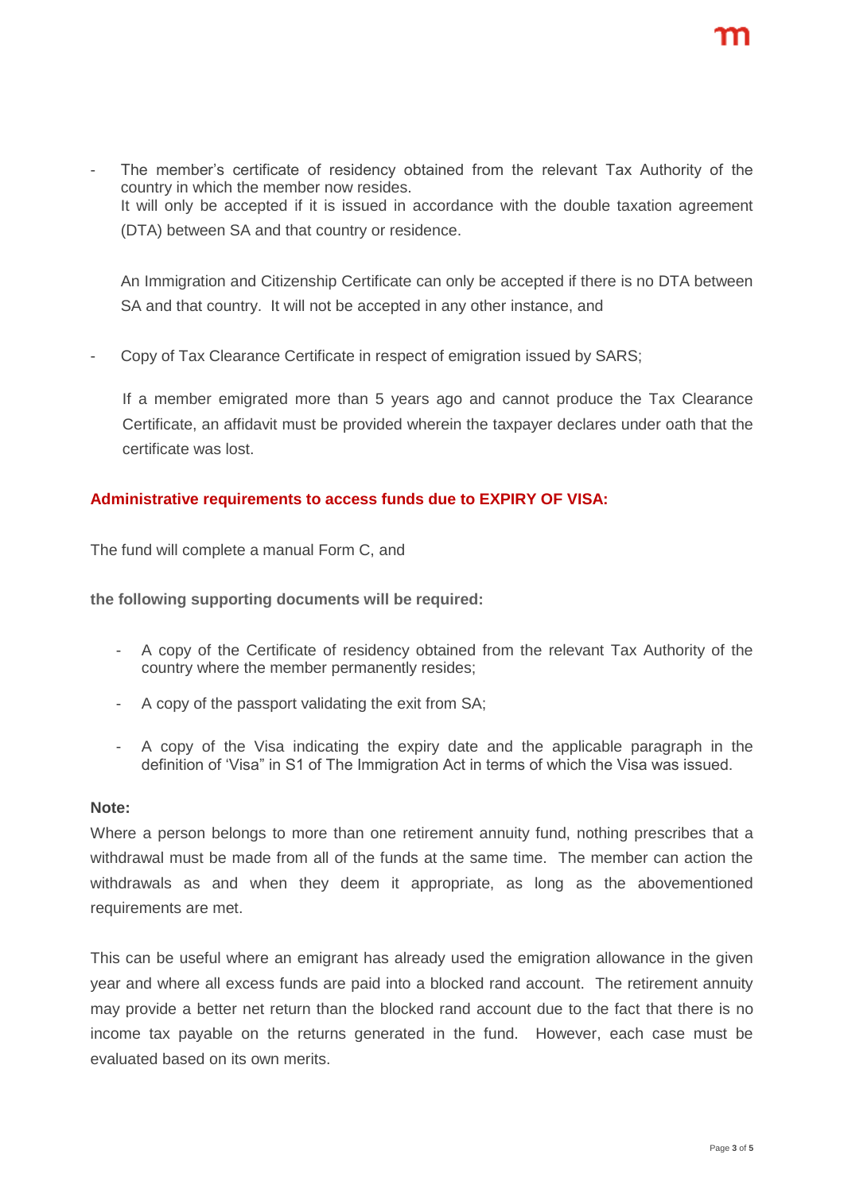- The member's certificate of residency obtained from the relevant Tax Authority of the country in which the member now resides.
  It will only be accepted if it is issued in accordance with the double taxation agreement (DTA) between SA and that country or residence.

  An Immigration and Citizenship Certificate can only be accepted if there is no DTA between SA and that country. It will not be accepted in any other instance, and

- Copy of Tax Clearance Certificate in respect of emigration issued by SARS;

  If a member emigrated more than 5 years ago and cannot produce the Tax Clearance Certificate, an affidavit must be provided wherein the taxpayer declares under oath that the certificate was lost.

**Administrative requirements to access funds due to EXPIRY OF VISA:**

The fund will complete a manual Form C, and

**the following supporting documents will be required:**

- A copy of the Certificate of residency obtained from the relevant Tax Authority of the country where the member permanently resides;
- A copy of the passport validating the exit from SA;
- A copy of the Visa indicating the expiry date and the applicable paragraph in the definition of 'Visa" in S1 of The Immigration Act in terms of which the Visa was issued.

**Note:**

Where a person belongs to more than one retirement annuity fund, nothing prescribes that a withdrawal must be made from all of the funds at the same time. The member can action the withdrawals as and when they deem it appropriate, as long as the abovementioned requirements are met.

This can be useful where an emigrant has already used the emigration allowance in the given year and where all excess funds are paid into a blocked rand account. The retirement annuity may provide a better net return than the blocked rand account due to the fact that there is no income tax payable on the returns generated in the fund. However, each case must be evaluated based on its own merits.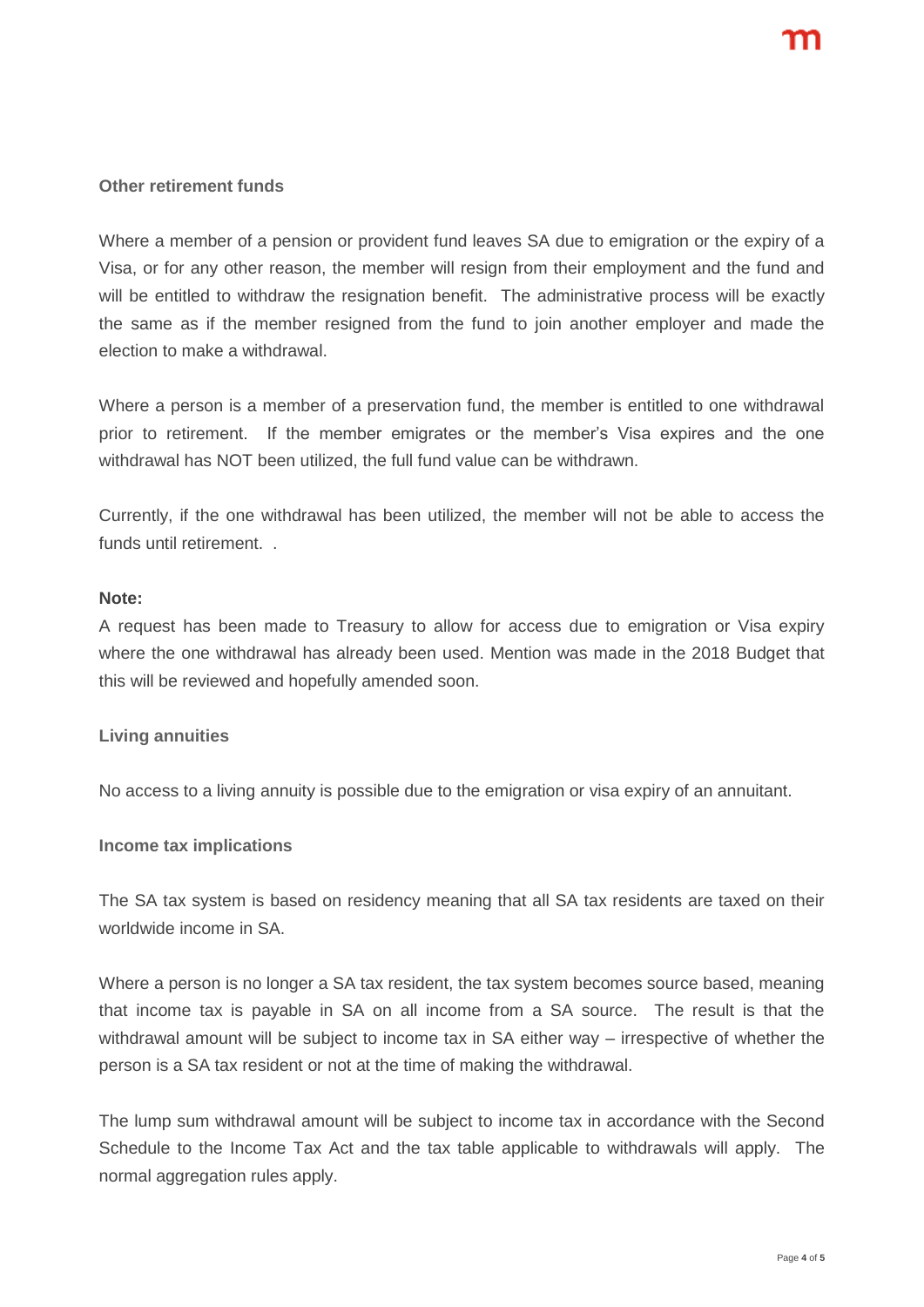### Other retirement funds

Where a member of a pension or provident fund leaves SA due to emigration or the expiry of a Visa, or for any other reason, the member will resign from their employment and the fund and will be entitled to withdraw the resignation benefit. The administrative process will be exactly the same as if the member resigned from the fund to join another employer and made the election to make a withdrawal.

Where a person is a member of a preservation fund, the member is entitled to one withdrawal prior to retirement. If the member emigrates or the member's Visa expires and the one withdrawal has NOT been utilized, the full fund value can be withdrawn.

Currently, if the one withdrawal has been utilized, the member will not be able to access the funds until retirement. .

**Note:**

A request has been made to Treasury to allow for access due to emigration or Visa expiry where the one withdrawal has already been used. Mention was made in the 2018 Budget that this will be reviewed and hopefully amended soon.

### Living annuities

No access to a living annuity is possible due to the emigration or visa expiry of an annuitant.

### Income tax implications

The SA tax system is based on residency meaning that all SA tax residents are taxed on their worldwide income in SA.

Where a person is no longer a SA tax resident, the tax system becomes source based, meaning that income tax is payable in SA on all income from a SA source. The result is that the withdrawal amount will be subject to income tax in SA either way – irrespective of whether the person is a SA tax resident or not at the time of making the withdrawal.

The lump sum withdrawal amount will be subject to income tax in accordance with the Second Schedule to the Income Tax Act and the tax table applicable to withdrawals will apply. The normal aggregation rules apply.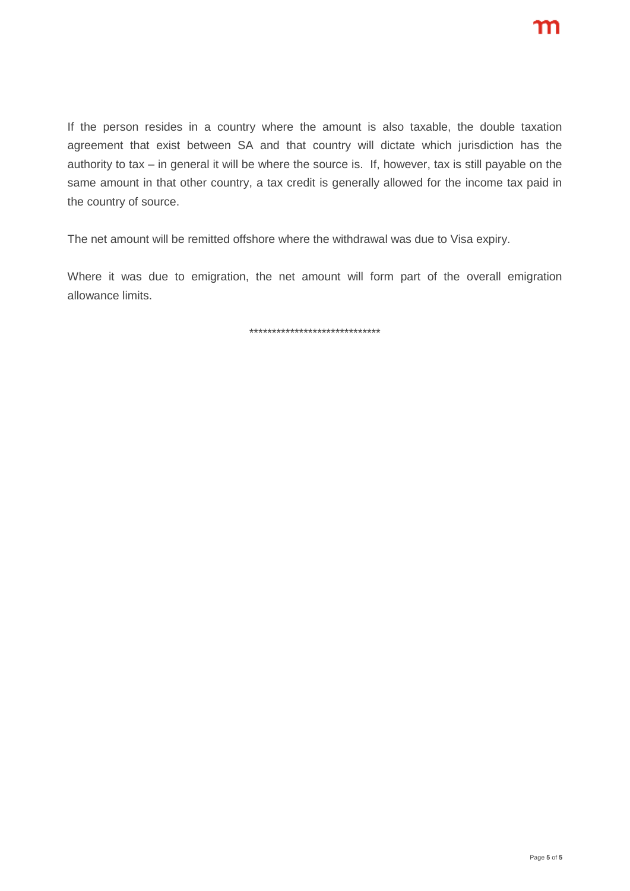If the person resides in a country where the amount is also taxable, the double taxation agreement that exist between SA and that country will dictate which jurisdiction has the authority to tax – in general it will be where the source is. If, however, tax is still payable on the same amount in that other country, a tax credit is generally allowed for the income tax paid in the country of source.

The net amount will be remitted offshore where the withdrawal was due to Visa expiry.

Where it was due to emigration, the net amount will form part of the overall emigration allowance limits.

*****************************